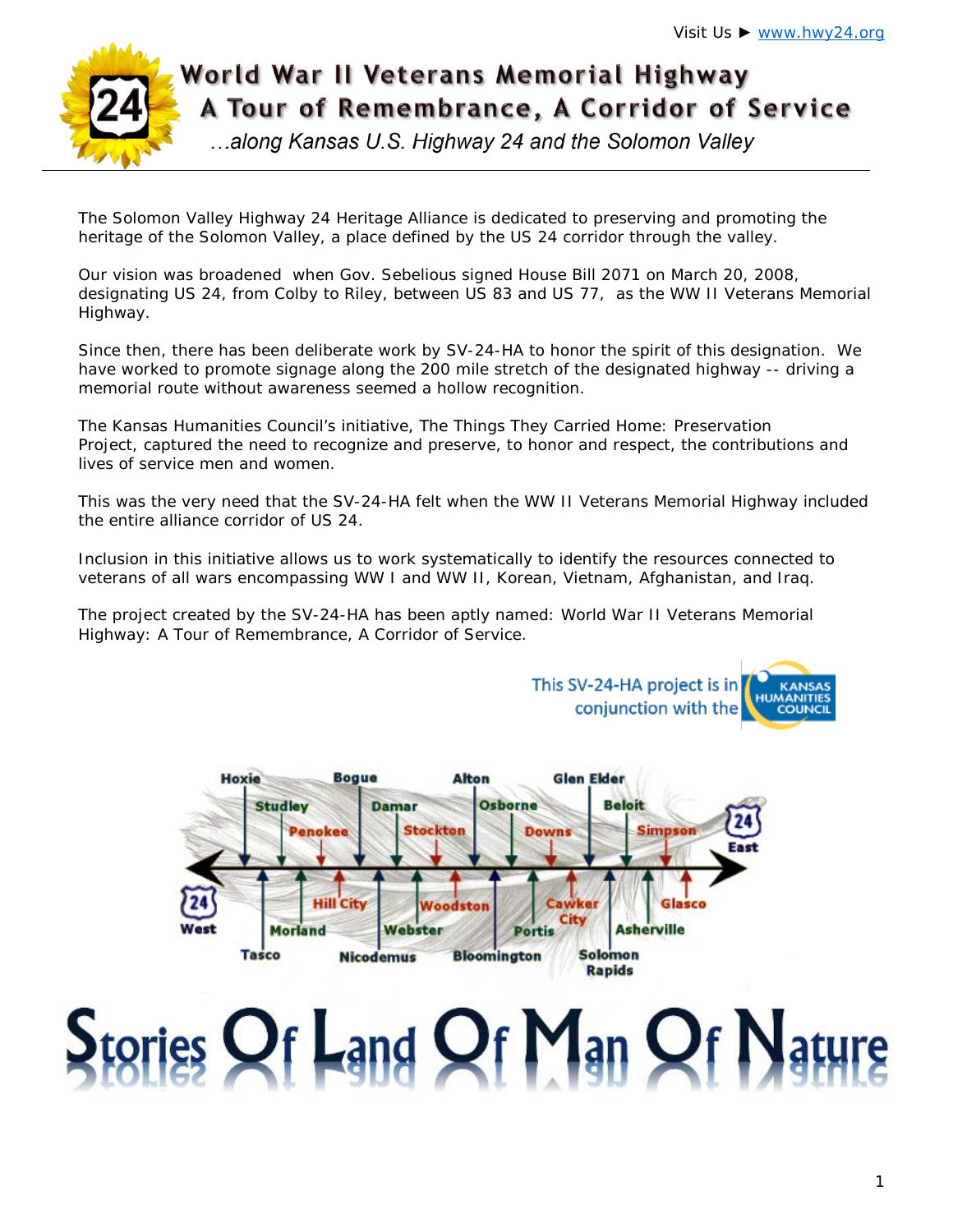Visit Us ► [www.hwy24.org](http://www.hwy24.org)

# World War II Veterans Memorial Highway
## A Tour of Remembrance, A Corridor of Service

*…along Kansas U.S. Highway 24 and the Solomon Valley*

The Solomon Valley Highway 24 Heritage Alliance is dedicated to preserving and promoting the heritage of the Solomon Valley, a place defined by the US 24 corridor through the valley.

Our vision was broadened when Gov. Sebelious signed House Bill 2071 on March 20, 2008, designating US 24, from Colby to Riley, between US 83 and US 77, as the WW II Veterans Memorial Highway.

Since then, there has been deliberate work by SV-24-HA to honor the spirit of this designation. We have worked to promote signage along the 200 mile stretch of the designated highway -- driving a memorial route without awareness seemed a hollow recognition.

The Kansas Humanities Council's initiative, The Things They Carried Home: Preservation Project, captured the need to recognize and preserve, to honor and respect, the contributions and lives of service men and women.

This was the very need that the SV-24-HA felt when the WW II Veterans Memorial Highway included the entire alliance corridor of US 24.

Inclusion in this initiative allows us to work systematically to identify the resources connected to veterans of all wars encompassing WW I and WW II, Korean, Vietnam, Afghanistan, and Iraq.

The project created by the SV-24-HA has been aptly named: World War II Veterans Memorial Highway: A Tour of Remembrance, A Corridor of Service.

This SV-24-HA project is in conjunction with the Kansas Humanities Council

24 West — Hoxie, Tasco, Studley, Morland, Penokee, Hill City, Bogue, Nicodemus, Damar, Webster, Stockton, Woodston, Alton, Bloomington, Osborne, Portis, Downs, Cawker City, Glen Elder, Solomon Rapids, Beloit, Asherville, Simpson, Glasco — 24 East

# Stories Of Land Of Man Of Nature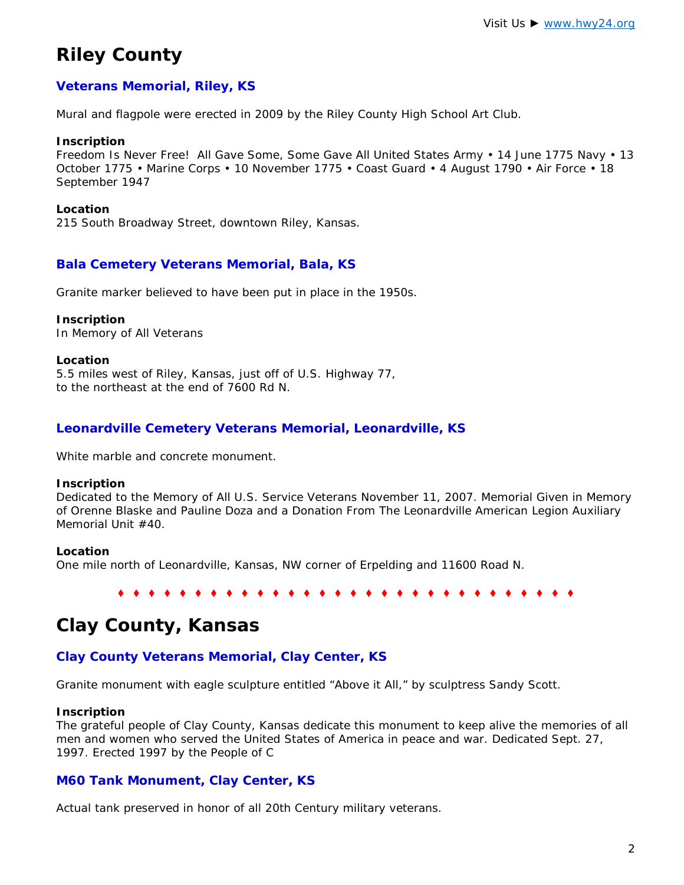# Riley County

### Veterans Memorial, Riley, KS

Mural and flagpole were erected in 2009 by the Riley County High School Art Club.

**Inscription**
Freedom Is Never Free! All Gave Some, Some Gave All United States Army • 14 June 1775 Navy • 13 October 1775 • Marine Corps • 10 November 1775 • Coast Guard • 4 August 1790 • Air Force • 18 September 1947

**Location**
215 South Broadway Street, downtown Riley, Kansas.

### Bala Cemetery Veterans Memorial, Bala, KS

Granite marker believed to have been put in place in the 1950s.

**Inscription**
In Memory of All Veterans

**Location**
5.5 miles west of Riley, Kansas, just off of U.S. Highway 77,
to the northeast at the end of 7600 Rd N.

### Leonardville Cemetery Veterans Memorial, Leonardville, KS

White marble and concrete monument.

**Inscription**
Dedicated to the Memory of All U.S. Service Veterans November 11, 2007. Memorial Given in Memory of Orenne Blaske and Pauline Doza and a Donation From The Leonardville American Legion Auxiliary Memorial Unit #40.

**Location**
One mile north of Leonardville, Kansas, NW corner of Erpelding and 11600 Road N.

♦ ♦ ♦ ♦ ♦ ♦ ♦ ♦ ♦ ♦ ♦ ♦ ♦ ♦ ♦ ♦ ♦ ♦ ♦ ♦ ♦ ♦ ♦ ♦ ♦ ♦ ♦ ♦ ♦ ♦

# Clay County, Kansas

### Clay County Veterans Memorial, Clay Center, KS

Granite monument with eagle sculpture entitled “Above it All,” by sculptress Sandy Scott.

**Inscription**
The grateful people of Clay County, Kansas dedicate this monument to keep alive the memories of all men and women who served the United States of America in peace and war. Dedicated Sept. 27, 1997. Erected 1997 by the People of C

### M60 Tank Monument, Clay Center, KS

Actual tank preserved in honor of all 20th Century military veterans.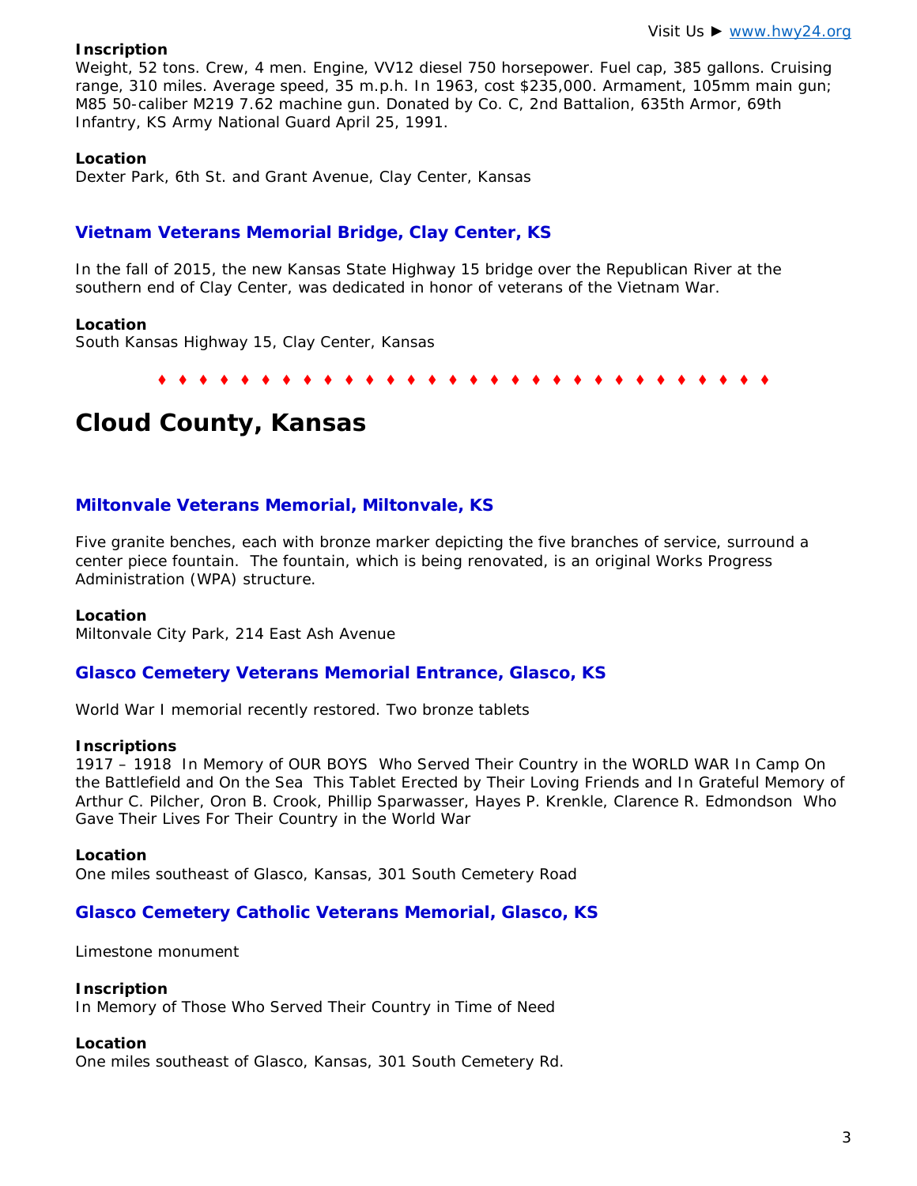**Inscription**
Weight, 52 tons. Crew, 4 men. Engine, VV12 diesel 750 horsepower. Fuel cap, 385 gallons. Cruising range, 310 miles. Average speed, 35 m.p.h. In 1963, cost $235,000. Armament, 105mm main gun; M85 50-caliber M219 7.62 machine gun. Donated by Co. C, 2nd Battalion, 635th Armor, 69th Infantry, KS Army National Guard April 25, 1991.

**Location**
Dexter Park, 6th St. and Grant Avenue, Clay Center, Kansas

### Vietnam Veterans Memorial Bridge, Clay Center, KS

In the fall of 2015, the new Kansas State Highway 15 bridge over the Republican River at the southern end of Clay Center, was dedicated in honor of veterans of the Vietnam War.

**Location**
South Kansas Highway 15, Clay Center, Kansas

♦ ♦ ♦ ♦ ♦ ♦ ♦ ♦ ♦ ♦ ♦ ♦ ♦ ♦ ♦ ♦ ♦ ♦ ♦ ♦ ♦ ♦ ♦ ♦ ♦ ♦ ♦ ♦ ♦ ♦

# Cloud County, Kansas

### Miltonvale Veterans Memorial, Miltonvale, KS

Five granite benches, each with bronze marker depicting the five branches of service, surround a center piece fountain. The fountain, which is being renovated, is an original Works Progress Administration (WPA) structure.

**Location**
Miltonvale City Park, 214 East Ash Avenue

### Glasco Cemetery Veterans Memorial Entrance, Glasco, KS

World War I memorial recently restored. Two bronze tablets

**Inscriptions**
1917 – 1918 In Memory of OUR BOYS Who Served Their Country in the WORLD WAR In Camp On the Battlefield and On the Sea This Tablet Erected by Their Loving Friends and In Grateful Memory of Arthur C. Pilcher, Oron B. Crook, Phillip Sparwasser, Hayes P. Krenkle, Clarence R. Edmondson Who Gave Their Lives For Their Country in the World War

**Location**
One miles southeast of Glasco, Kansas, 301 South Cemetery Road

### Glasco Cemetery Catholic Veterans Memorial, Glasco, KS

Limestone monument

**Inscription**
In Memory of Those Who Served Their Country in Time of Need

**Location**
One miles southeast of Glasco, Kansas, 301 South Cemetery Rd.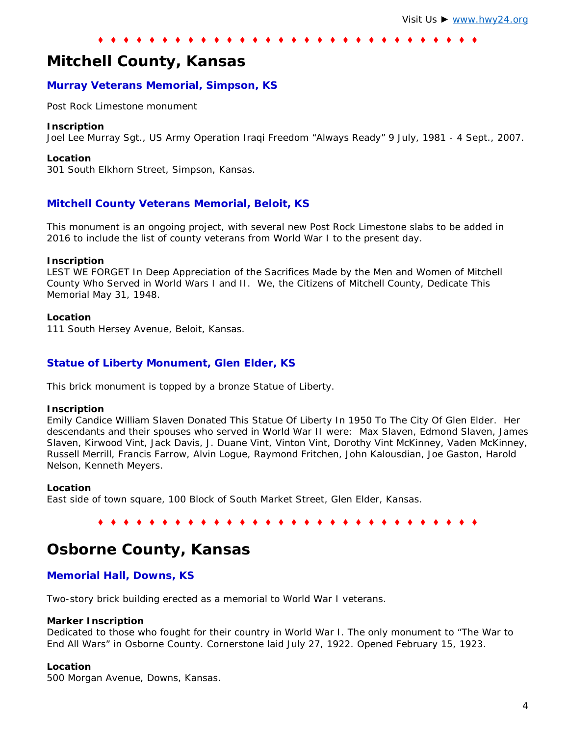♦ ♦ ♦ ♦ ♦ ♦ ♦ ♦ ♦ ♦ ♦ ♦ ♦ ♦ ♦ ♦ ♦ ♦ ♦ ♦ ♦ ♦ ♦ ♦ ♦ ♦ ♦ ♦ ♦ ♦

# Mitchell County, Kansas

### Murray Veterans Memorial, Simpson, KS

Post Rock Limestone monument

**Inscription**
Joel Lee Murray Sgt., US Army Operation Iraqi Freedom "Always Ready" 9 July, 1981 - 4 Sept., 2007.

**Location**
301 South Elkhorn Street, Simpson, Kansas.

### Mitchell County Veterans Memorial, Beloit, KS

This monument is an ongoing project, with several new Post Rock Limestone slabs to be added in 2016 to include the list of county veterans from World War I to the present day.

**Inscription**
LEST WE FORGET In Deep Appreciation of the Sacrifices Made by the Men and Women of Mitchell County Who Served in World Wars I and II. We, the Citizens of Mitchell County, Dedicate This Memorial May 31, 1948.

**Location**
111 South Hersey Avenue, Beloit, Kansas.

### Statue of Liberty Monument, Glen Elder, KS

This brick monument is topped by a bronze Statue of Liberty.

**Inscription**
Emily Candice William Slaven Donated This Statue Of Liberty In 1950 To The City Of Glen Elder. Her descendants and their spouses who served in World War II were: Max Slaven, Edmond Slaven, James Slaven, Kirwood Vint, Jack Davis, J. Duane Vint, Vinton Vint, Dorothy Vint McKinney, Vaden McKinney, Russell Merrill, Francis Farrow, Alvin Logue, Raymond Fritchen, John Kalousdian, Joe Gaston, Harold Nelson, Kenneth Meyers.

**Location**
East side of town square, 100 Block of South Market Street, Glen Elder, Kansas.

♦ ♦ ♦ ♦ ♦ ♦ ♦ ♦ ♦ ♦ ♦ ♦ ♦ ♦ ♦ ♦ ♦ ♦ ♦ ♦ ♦ ♦ ♦ ♦ ♦ ♦ ♦ ♦ ♦ ♦

# Osborne County, Kansas

### Memorial Hall, Downs, KS

Two-story brick building erected as a memorial to World War I veterans.

**Marker Inscription**
Dedicated to those who fought for their country in World War I. The only monument to "The War to End All Wars" in Osborne County. Cornerstone laid July 27, 1922. Opened February 15, 1923.

**Location**
500 Morgan Avenue, Downs, Kansas.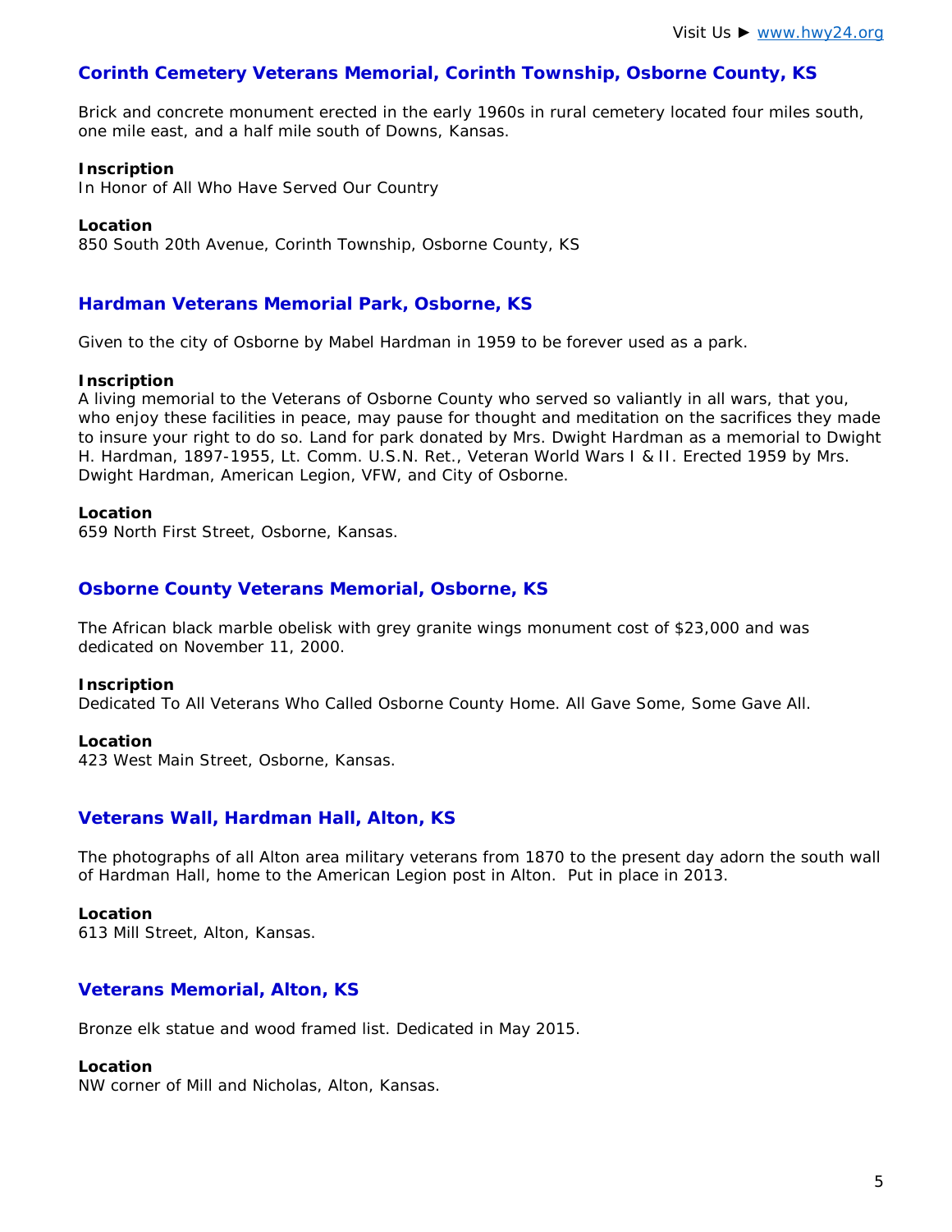## Corinth Cemetery Veterans Memorial, Corinth Township, Osborne County, KS

Brick and concrete monument erected in the early 1960s in rural cemetery located four miles south, one mile east, and a half mile south of Downs, Kansas.

**Inscription**
In Honor of All Who Have Served Our Country

**Location**
850 South 20th Avenue, Corinth Township, Osborne County, KS

## Hardman Veterans Memorial Park, Osborne, KS

Given to the city of Osborne by Mabel Hardman in 1959 to be forever used as a park.

**Inscription**
A living memorial to the Veterans of Osborne County who served so valiantly in all wars, that you, who enjoy these facilities in peace, may pause for thought and meditation on the sacrifices they made to insure your right to do so. Land for park donated by Mrs. Dwight Hardman as a memorial to Dwight H. Hardman, 1897-1955, Lt. Comm. U.S.N. Ret., Veteran World Wars I & II. Erected 1959 by Mrs. Dwight Hardman, American Legion, VFW, and City of Osborne.

**Location**
659 North First Street, Osborne, Kansas.

## Osborne County Veterans Memorial, Osborne, KS

The African black marble obelisk with grey granite wings monument cost of $23,000 and was dedicated on November 11, 2000.

**Inscription**
Dedicated To All Veterans Who Called Osborne County Home. All Gave Some, Some Gave All.

**Location**
423 West Main Street, Osborne, Kansas.

## Veterans Wall, Hardman Hall, Alton, KS

The photographs of all Alton area military veterans from 1870 to the present day adorn the south wall of Hardman Hall, home to the American Legion post in Alton. Put in place in 2013.

**Location**
613 Mill Street, Alton, Kansas.

## Veterans Memorial, Alton, KS

Bronze elk statue and wood framed list. Dedicated in May 2015.

**Location**
NW corner of Mill and Nicholas, Alton, Kansas.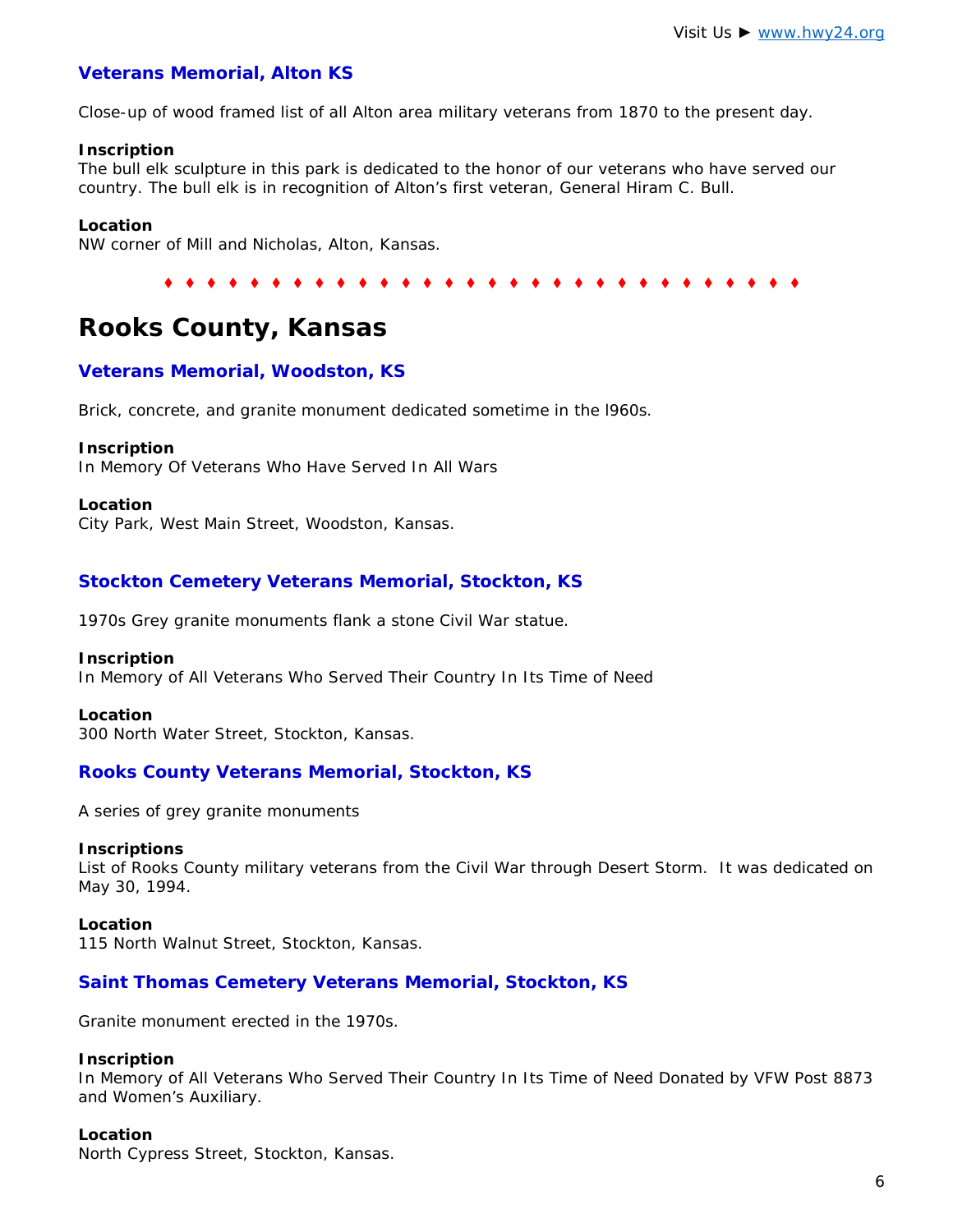### Veterans Memorial, Alton KS

Close-up of wood framed list of all Alton area military veterans from 1870 to the present day.

**Inscription**
The bull elk sculpture in this park is dedicated to the honor of our veterans who have served our country. The bull elk is in recognition of Alton's first veteran, General Hiram C. Bull.

**Location**
NW corner of Mill and Nicholas, Alton, Kansas.

♦ ♦ ♦ ♦ ♦ ♦ ♦ ♦ ♦ ♦ ♦ ♦ ♦ ♦ ♦ ♦ ♦ ♦ ♦ ♦ ♦ ♦ ♦ ♦ ♦ ♦ ♦ ♦ ♦ ♦

# Rooks County, Kansas

### Veterans Memorial, Woodston, KS

Brick, concrete, and granite monument dedicated sometime in the l960s.

**Inscription**
In Memory Of Veterans Who Have Served In All Wars

**Location**
City Park, West Main Street, Woodston, Kansas.

### Stockton Cemetery Veterans Memorial, Stockton, KS

1970s Grey granite monuments flank a stone Civil War statue.

**Inscription**
In Memory of All Veterans Who Served Their Country In Its Time of Need

**Location**
300 North Water Street, Stockton, Kansas.

### Rooks County Veterans Memorial, Stockton, KS

A series of grey granite monuments

**Inscriptions**
List of Rooks County military veterans from the Civil War through Desert Storm. It was dedicated on May 30, 1994.

**Location**
115 North Walnut Street, Stockton, Kansas.

### Saint Thomas Cemetery Veterans Memorial, Stockton, KS

Granite monument erected in the 1970s.

**Inscription**
In Memory of All Veterans Who Served Their Country In Its Time of Need Donated by VFW Post 8873 and Women's Auxiliary.

**Location**
North Cypress Street, Stockton, Kansas.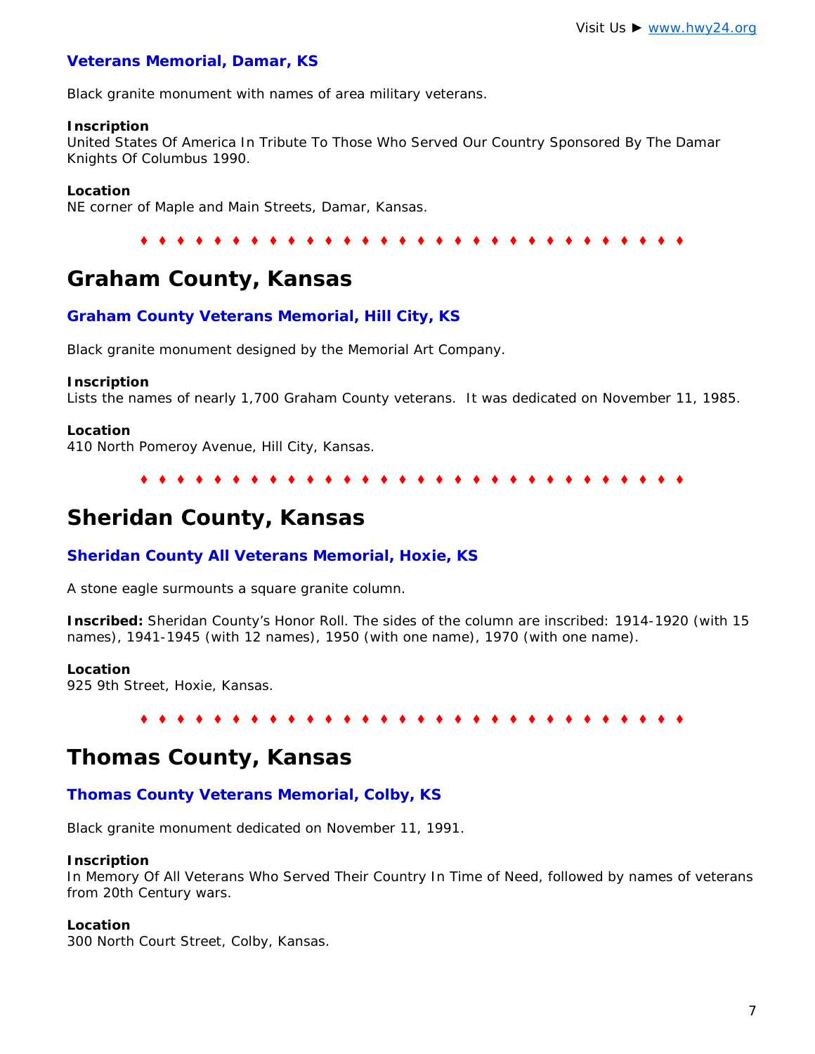### Veterans Memorial, Damar, KS

Black granite monument with names of area military veterans.

**Inscription**
United States Of America In Tribute To Those Who Served Our Country Sponsored By The Damar Knights Of Columbus 1990.

**Location**
NE corner of Maple and Main Streets, Damar, Kansas.

♦ ♦ ♦ ♦ ♦ ♦ ♦ ♦ ♦ ♦ ♦ ♦ ♦ ♦ ♦ ♦ ♦ ♦ ♦ ♦ ♦ ♦ ♦ ♦ ♦ ♦ ♦ ♦ ♦ ♦

# Graham County, Kansas

### Graham County Veterans Memorial, Hill City, KS

Black granite monument designed by the Memorial Art Company.

**Inscription**
Lists the names of nearly 1,700 Graham County veterans. It was dedicated on November 11, 1985.

**Location**
410 North Pomeroy Avenue, Hill City, Kansas.

♦ ♦ ♦ ♦ ♦ ♦ ♦ ♦ ♦ ♦ ♦ ♦ ♦ ♦ ♦ ♦ ♦ ♦ ♦ ♦ ♦ ♦ ♦ ♦ ♦ ♦ ♦ ♦ ♦ ♦

# Sheridan County, Kansas

### Sheridan County All Veterans Memorial, Hoxie, KS

A stone eagle surmounts a square granite column.

**Inscribed:** Sheridan County's Honor Roll. The sides of the column are inscribed: 1914-1920 (with 15 names), 1941-1945 (with 12 names), 1950 (with one name), 1970 (with one name).

**Location**
925 9th Street, Hoxie, Kansas.

♦ ♦ ♦ ♦ ♦ ♦ ♦ ♦ ♦ ♦ ♦ ♦ ♦ ♦ ♦ ♦ ♦ ♦ ♦ ♦ ♦ ♦ ♦ ♦ ♦ ♦ ♦ ♦ ♦ ♦

# Thomas County, Kansas

### Thomas County Veterans Memorial, Colby, KS

Black granite monument dedicated on November 11, 1991.

**Inscription**
In Memory Of All Veterans Who Served Their Country In Time of Need, followed by names of veterans from 20th Century wars.

**Location**
300 North Court Street, Colby, Kansas.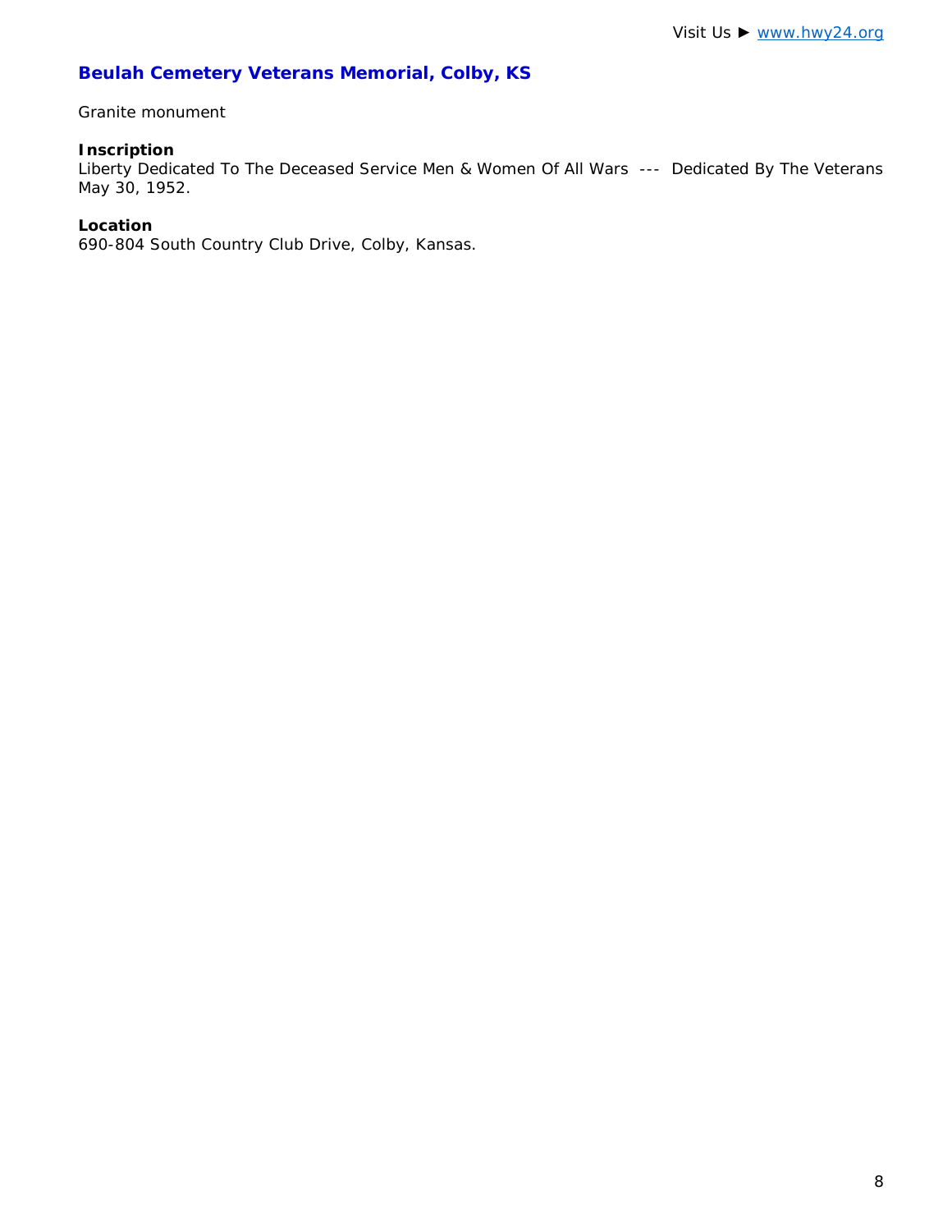## Beulah Cemetery Veterans Memorial, Colby, KS

Granite monument

**Inscription**
Liberty Dedicated To The Deceased Service Men & Women Of All Wars --- Dedicated By The Veterans May 30, 1952.

**Location**
690-804 South Country Club Drive, Colby, Kansas.